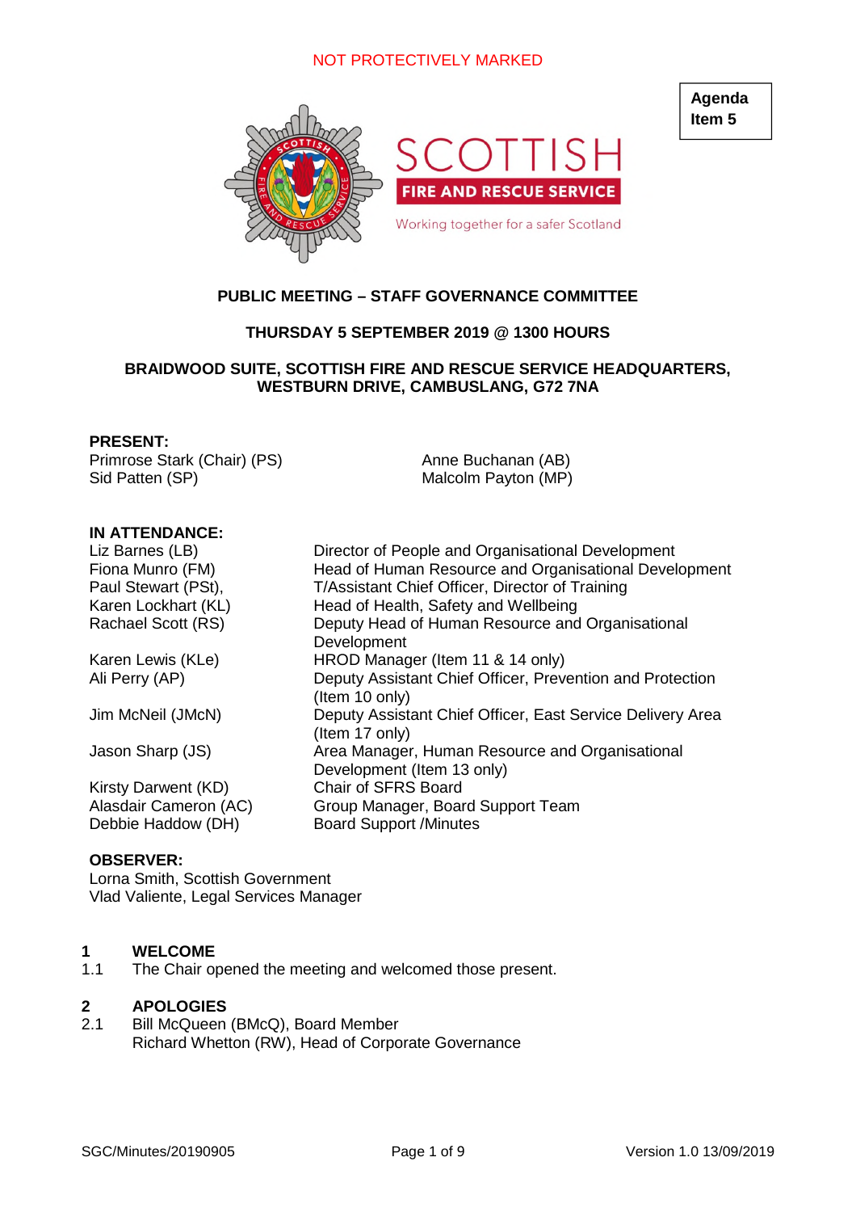NOT PROTECTIVELY MARKED

**Agenda Item 5**

SCOTTISH FIRE AND RESCUE SERVICE

Working together for a safer Scotland

**PUBLIC MEETING – STAFF GOVERNANCE COMMITTEE**

**THURSDAY 5 SEPTEMBER 2019 @ 1300 HOURS**

**BRAIDWOOD SUITE, SCOTTISH FIRE AND RESCUE SERVICE HEADQUARTERS, WESTBURN DRIVE, CAMBUSLANG, G72 7NA**

**PRESENT:**

Primrose Stark (Chair) (PS)
Sid Patten (SP)
Anne Buchanan (AB)
Malcolm Payton (MP)

**IN ATTENDANCE:**

| | |
|---|---|
| Liz Barnes (LB) | Director of People and Organisational Development |
| Fiona Munro (FM) | Head of Human Resource and Organisational Development |
| Paul Stewart (PSt), | T/Assistant Chief Officer, Director of Training |
| Karen Lockhart (KL) | Head of Health, Safety and Wellbeing |
| Rachael Scott (RS) | Deputy Head of Human Resource and Organisational Development |
| Karen Lewis (KLe) | HROD Manager (Item 11 & 14 only) |
| Ali Perry (AP) | Deputy Assistant Chief Officer, Prevention and Protection (Item 10 only) |
| Jim McNeil (JMcN) | Deputy Assistant Chief Officer, East Service Delivery Area (Item 17 only) |
| Jason Sharp (JS) | Area Manager, Human Resource and Organisational Development (Item 13 only) |
| Kirsty Darwent (KD) | Chair of SFRS Board |
| Alasdair Cameron (AC) | Group Manager, Board Support Team |
| Debbie Haddow (DH) | Board Support /Minutes |

**OBSERVER:**

Lorna Smith, Scottish Government
Vlad Valiente, Legal Services Manager

## 1 WELCOME

1.1 The Chair opened the meeting and welcomed those present.

## 2 APOLOGIES

2.1 Bill McQueen (BMcQ), Board Member
Richard Whetton (RW), Head of Corporate Governance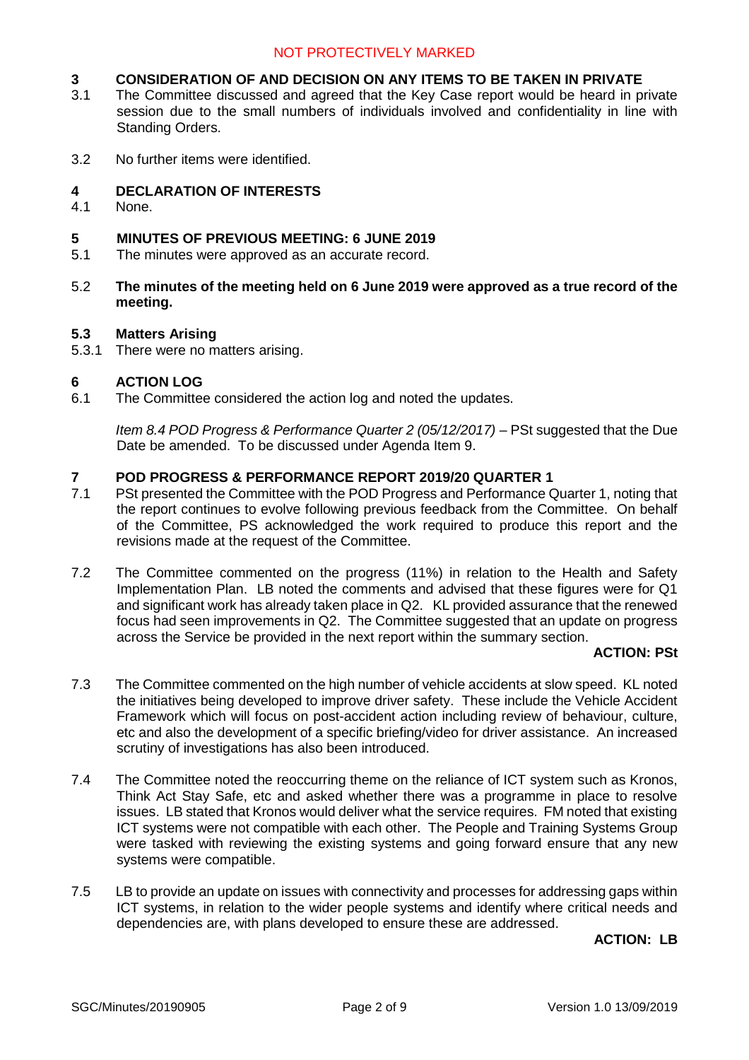## 3 CONSIDERATION OF AND DECISION ON ANY ITEMS TO BE TAKEN IN PRIVATE

3.1 The Committee discussed and agreed that the Key Case report would be heard in private session due to the small numbers of individuals involved and confidentiality in line with Standing Orders.

3.2 No further items were identified.

## 4 DECLARATION OF INTERESTS

4.1 None.

## 5 MINUTES OF PREVIOUS MEETING: 6 JUNE 2019

5.1 The minutes were approved as an accurate record.

5.2 **The minutes of the meeting held on 6 June 2019 were approved as a true record of the meeting.**

### 5.3 Matters Arising

5.3.1 There were no matters arising.

## 6 ACTION LOG

6.1 The Committee considered the action log and noted the updates.

*Item 8.4 POD Progress & Performance Quarter 2 (05/12/2017)* – PSt suggested that the Due Date be amended. To be discussed under Agenda Item 9.

## 7 POD PROGRESS & PERFORMANCE REPORT 2019/20 QUARTER 1

7.1 PSt presented the Committee with the POD Progress and Performance Quarter 1, noting that the report continues to evolve following previous feedback from the Committee. On behalf of the Committee, PS acknowledged the work required to produce this report and the revisions made at the request of the Committee.

7.2 The Committee commented on the progress (11%) in relation to the Health and Safety Implementation Plan. LB noted the comments and advised that these figures were for Q1 and significant work has already taken place in Q2. KL provided assurance that the renewed focus had seen improvements in Q2. The Committee suggested that an update on progress across the Service be provided in the next report within the summary section.

**ACTION: PSt**

7.3 The Committee commented on the high number of vehicle accidents at slow speed. KL noted the initiatives being developed to improve driver safety. These include the Vehicle Accident Framework which will focus on post-accident action including review of behaviour, culture, etc and also the development of a specific briefing/video for driver assistance. An increased scrutiny of investigations has also been introduced.

7.4 The Committee noted the reoccurring theme on the reliance of ICT system such as Kronos, Think Act Stay Safe, etc and asked whether there was a programme in place to resolve issues. LB stated that Kronos would deliver what the service requires. FM noted that existing ICT systems were not compatible with each other. The People and Training Systems Group were tasked with reviewing the existing systems and going forward ensure that any new systems were compatible.

7.5 LB to provide an update on issues with connectivity and processes for addressing gaps within ICT systems, in relation to the wider people systems and identify where critical needs and dependencies are, with plans developed to ensure these are addressed.

**ACTION: LB**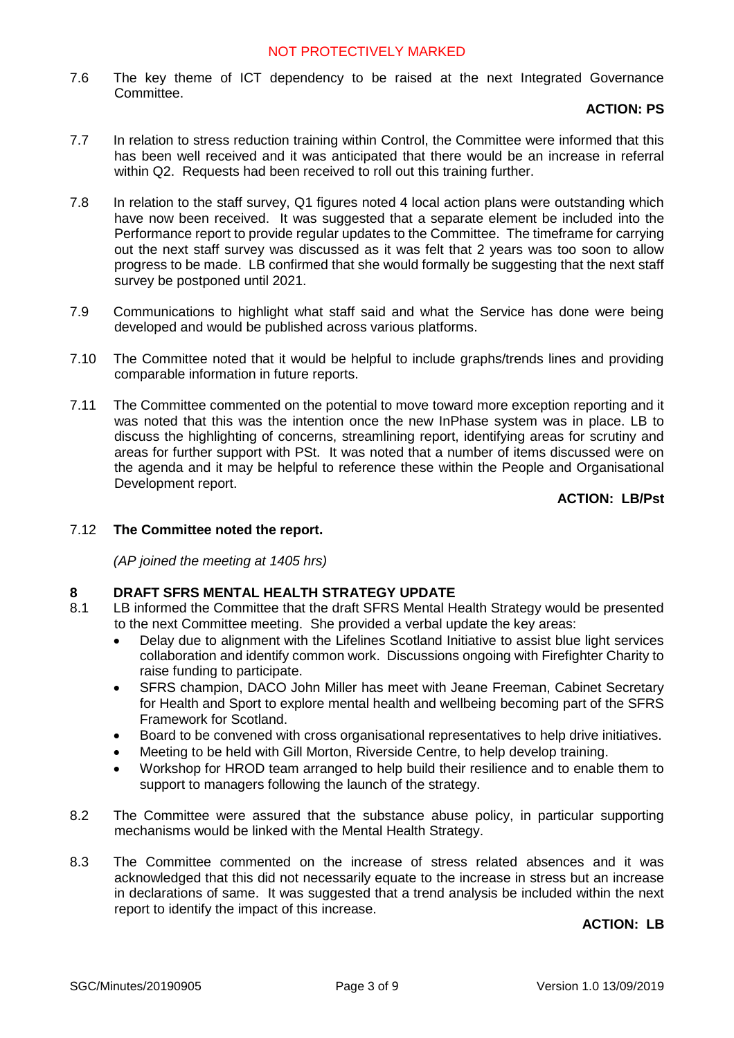7.6 The key theme of ICT dependency to be raised at the next Integrated Governance Committee.

**ACTION: PS**

7.7 In relation to stress reduction training within Control, the Committee were informed that this has been well received and it was anticipated that there would be an increase in referral within Q2. Requests had been received to roll out this training further.

7.8 In relation to the staff survey, Q1 figures noted 4 local action plans were outstanding which have now been received. It was suggested that a separate element be included into the Performance report to provide regular updates to the Committee. The timeframe for carrying out the next staff survey was discussed as it was felt that 2 years was too soon to allow progress to be made. LB confirmed that she would formally be suggesting that the next staff survey be postponed until 2021.

7.9 Communications to highlight what staff said and what the Service has done were being developed and would be published across various platforms.

7.10 The Committee noted that it would be helpful to include graphs/trends lines and providing comparable information in future reports.

7.11 The Committee commented on the potential to move toward more exception reporting and it was noted that this was the intention once the new InPhase system was in place. LB to discuss the highlighting of concerns, streamlining report, identifying areas for scrutiny and areas for further support with PSt. It was noted that a number of items discussed were on the agenda and it may be helpful to reference these within the People and Organisational Development report.

**ACTION: LB/Pst**

7.12 **The Committee noted the report.**

*(AP joined the meeting at 1405 hrs)*

## 8 DRAFT SFRS MENTAL HEALTH STRATEGY UPDATE

8.1 LB informed the Committee that the draft SFRS Mental Health Strategy would be presented to the next Committee meeting. She provided a verbal update the key areas:

- Delay due to alignment with the Lifelines Scotland Initiative to assist blue light services collaboration and identify common work. Discussions ongoing with Firefighter Charity to raise funding to participate.
- SFRS champion, DACO John Miller has meet with Jeane Freeman, Cabinet Secretary for Health and Sport to explore mental health and wellbeing becoming part of the SFRS Framework for Scotland.
- Board to be convened with cross organisational representatives to help drive initiatives.
- Meeting to be held with Gill Morton, Riverside Centre, to help develop training.
- Workshop for HROD team arranged to help build their resilience and to enable them to support to managers following the launch of the strategy.

8.2 The Committee were assured that the substance abuse policy, in particular supporting mechanisms would be linked with the Mental Health Strategy.

8.3 The Committee commented on the increase of stress related absences and it was acknowledged that this did not necessarily equate to the increase in stress but an increase in declarations of same. It was suggested that a trend analysis be included within the next report to identify the impact of this increase.

**ACTION: LB**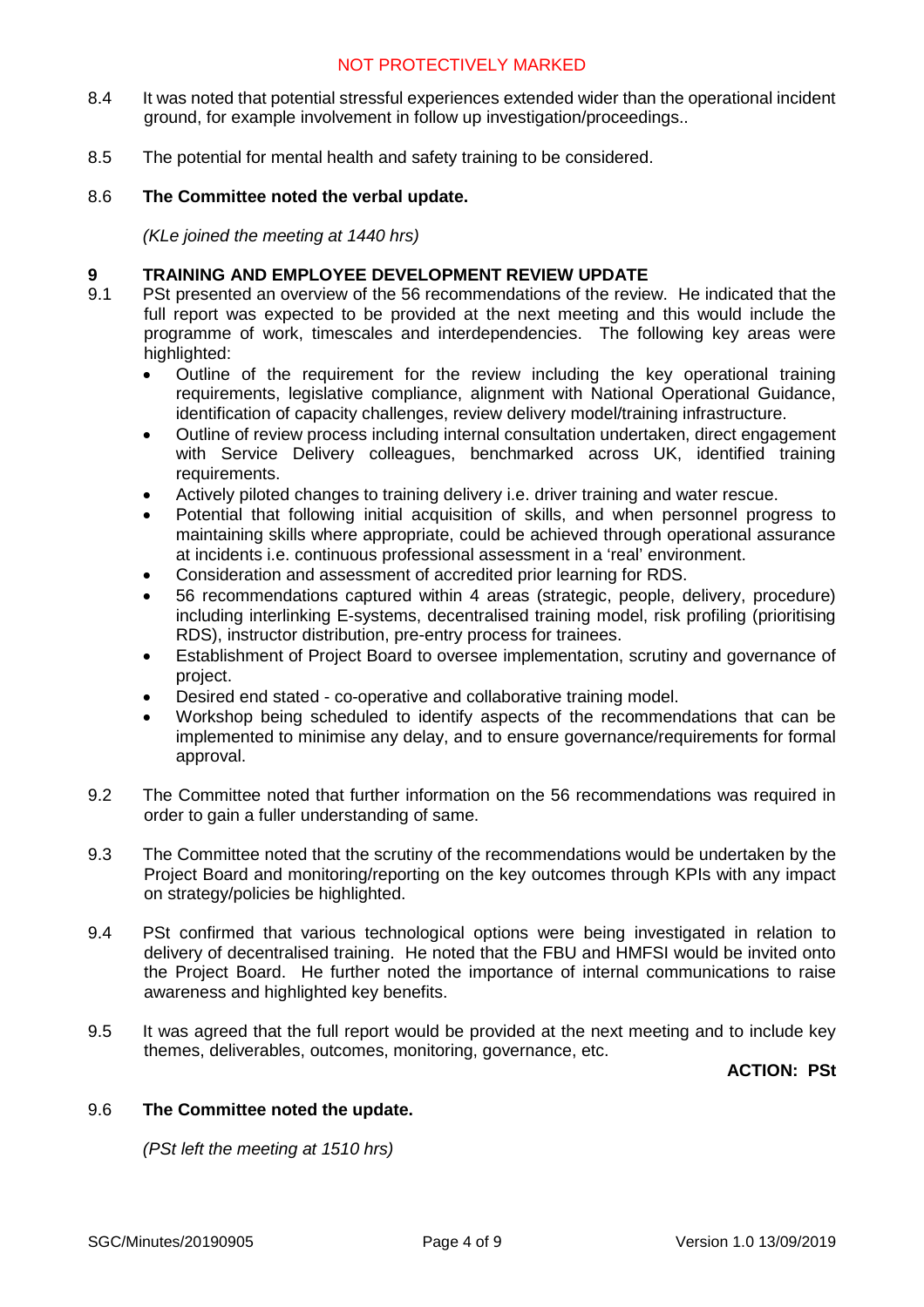8.4 It was noted that potential stressful experiences extended wider than the operational incident ground, for example involvement in follow up investigation/proceedings..

8.5 The potential for mental health and safety training to be considered.

8.6 **The Committee noted the verbal update.**

*(KLe joined the meeting at 1440 hrs)*

## 9 TRAINING AND EMPLOYEE DEVELOPMENT REVIEW UPDATE

9.1 PSt presented an overview of the 56 recommendations of the review. He indicated that the full report was expected to be provided at the next meeting and this would include the programme of work, timescales and interdependencies. The following key areas were highlighted:

- Outline of the requirement for the review including the key operational training requirements, legislative compliance, alignment with National Operational Guidance, identification of capacity challenges, review delivery model/training infrastructure.
- Outline of review process including internal consultation undertaken, direct engagement with Service Delivery colleagues, benchmarked across UK, identified training requirements.
- Actively piloted changes to training delivery i.e. driver training and water rescue.
- Potential that following initial acquisition of skills, and when personnel progress to maintaining skills where appropriate, could be achieved through operational assurance at incidents i.e. continuous professional assessment in a 'real' environment.
- Consideration and assessment of accredited prior learning for RDS.
- 56 recommendations captured within 4 areas (strategic, people, delivery, procedure) including interlinking E-systems, decentralised training model, risk profiling (prioritising RDS), instructor distribution, pre-entry process for trainees.
- Establishment of Project Board to oversee implementation, scrutiny and governance of project.
- Desired end stated - co-operative and collaborative training model.
- Workshop being scheduled to identify aspects of the recommendations that can be implemented to minimise any delay, and to ensure governance/requirements for formal approval.

9.2 The Committee noted that further information on the 56 recommendations was required in order to gain a fuller understanding of same.

9.3 The Committee noted that the scrutiny of the recommendations would be undertaken by the Project Board and monitoring/reporting on the key outcomes through KPIs with any impact on strategy/policies be highlighted.

9.4 PSt confirmed that various technological options were being investigated in relation to delivery of decentralised training. He noted that the FBU and HMFSI would be invited onto the Project Board. He further noted the importance of internal communications to raise awareness and highlighted key benefits.

9.5 It was agreed that the full report would be provided at the next meeting and to include key themes, deliverables, outcomes, monitoring, governance, etc.

**ACTION: PSt**

9.6 **The Committee noted the update.**

*(PSt left the meeting at 1510 hrs)*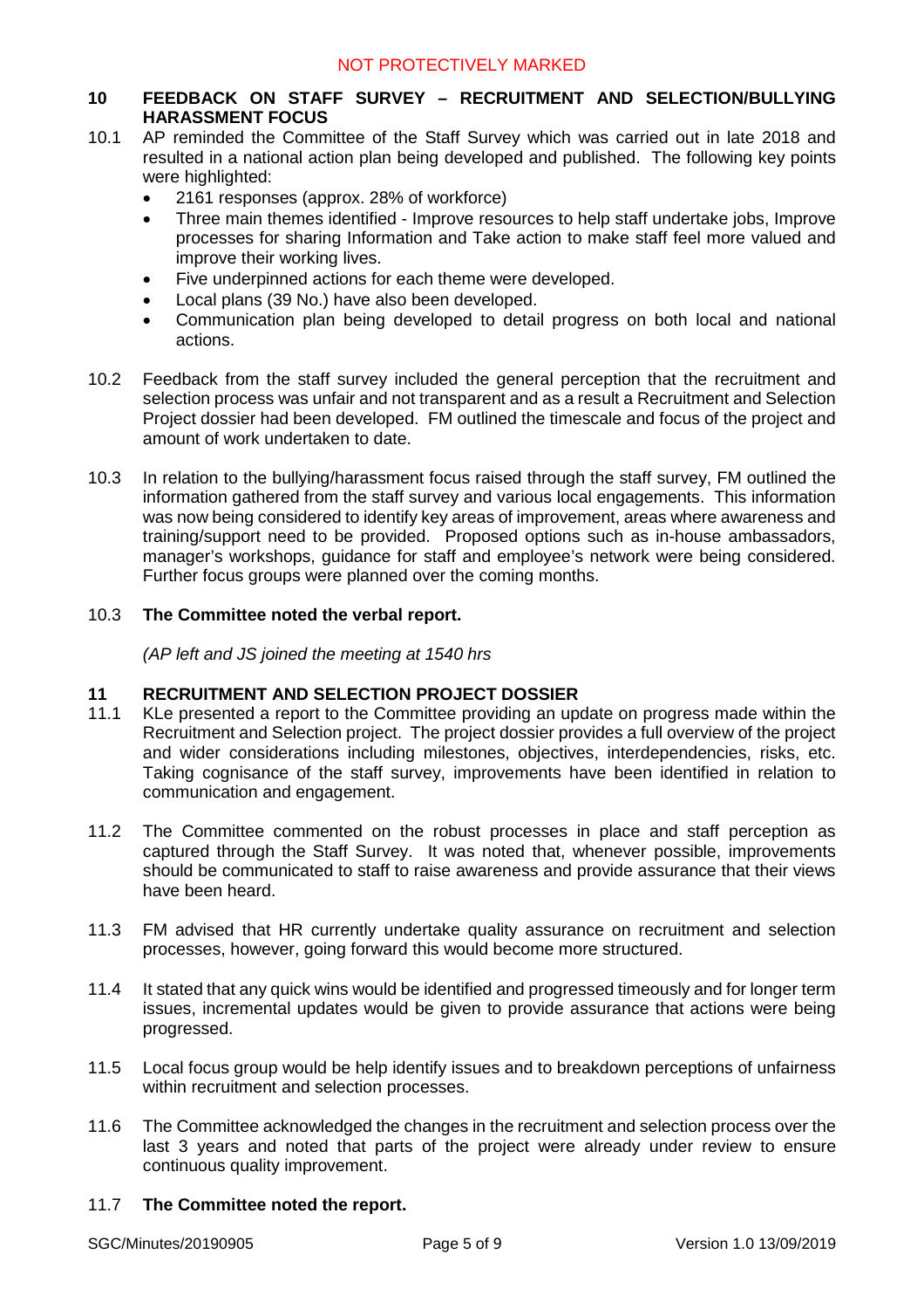## 10 FEEDBACK ON STAFF SURVEY – RECRUITMENT AND SELECTION/BULLYING HARASSMENT FOCUS

10.1 AP reminded the Committee of the Staff Survey which was carried out in late 2018 and resulted in a national action plan being developed and published. The following key points were highlighted:

- 2161 responses (approx. 28% of workforce)
- Three main themes identified - Improve resources to help staff undertake jobs, Improve processes for sharing Information and Take action to make staff feel more valued and improve their working lives.
- Five underpinned actions for each theme were developed.
- Local plans (39 No.) have also been developed.
- Communication plan being developed to detail progress on both local and national actions.

10.2 Feedback from the staff survey included the general perception that the recruitment and selection process was unfair and not transparent and as a result a Recruitment and Selection Project dossier had been developed. FM outlined the timescale and focus of the project and amount of work undertaken to date.

10.3 In relation to the bullying/harassment focus raised through the staff survey, FM outlined the information gathered from the staff survey and various local engagements. This information was now being considered to identify key areas of improvement, areas where awareness and training/support need to be provided. Proposed options such as in-house ambassadors, manager's workshops, guidance for staff and employee's network were being considered. Further focus groups were planned over the coming months.

10.3 **The Committee noted the verbal report.**

*(AP left and JS joined the meeting at 1540 hrs*

## 11 RECRUITMENT AND SELECTION PROJECT DOSSIER

11.1 KLe presented a report to the Committee providing an update on progress made within the Recruitment and Selection project. The project dossier provides a full overview of the project and wider considerations including milestones, objectives, interdependencies, risks, etc. Taking cognisance of the staff survey, improvements have been identified in relation to communication and engagement.

11.2 The Committee commented on the robust processes in place and staff perception as captured through the Staff Survey. It was noted that, whenever possible, improvements should be communicated to staff to raise awareness and provide assurance that their views have been heard.

11.3 FM advised that HR currently undertake quality assurance on recruitment and selection processes, however, going forward this would become more structured.

11.4 It stated that any quick wins would be identified and progressed timeously and for longer term issues, incremental updates would be given to provide assurance that actions were being progressed.

11.5 Local focus group would be help identify issues and to breakdown perceptions of unfairness within recruitment and selection processes.

11.6 The Committee acknowledged the changes in the recruitment and selection process over the last 3 years and noted that parts of the project were already under review to ensure continuous quality improvement.

11.7 **The Committee noted the report.**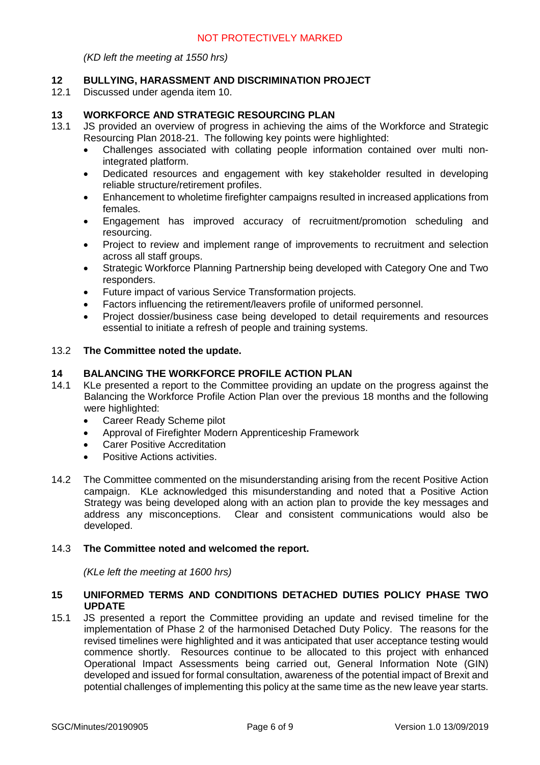*(KD left the meeting at 1550 hrs)*

## 12 BULLYING, HARASSMENT AND DISCRIMINATION PROJECT

12.1 Discussed under agenda item 10.

## 13 WORKFORCE AND STRATEGIC RESOURCING PLAN

13.1 JS provided an overview of progress in achieving the aims of the Workforce and Strategic Resourcing Plan 2018-21. The following key points were highlighted:

- Challenges associated with collating people information contained over multi non-integrated platform.
- Dedicated resources and engagement with key stakeholder resulted in developing reliable structure/retirement profiles.
- Enhancement to wholetime firefighter campaigns resulted in increased applications from females.
- Engagement has improved accuracy of recruitment/promotion scheduling and resourcing.
- Project to review and implement range of improvements to recruitment and selection across all staff groups.
- Strategic Workforce Planning Partnership being developed with Category One and Two responders.
- Future impact of various Service Transformation projects.
- Factors influencing the retirement/leavers profile of uniformed personnel.
- Project dossier/business case being developed to detail requirements and resources essential to initiate a refresh of people and training systems.

13.2 **The Committee noted the update.**

## 14 BALANCING THE WORKFORCE PROFILE ACTION PLAN

14.1 KLe presented a report to the Committee providing an update on the progress against the Balancing the Workforce Profile Action Plan over the previous 18 months and the following were highlighted:

- Career Ready Scheme pilot
- Approval of Firefighter Modern Apprenticeship Framework
- Carer Positive Accreditation
- Positive Actions activities.

14.2 The Committee commented on the misunderstanding arising from the recent Positive Action campaign. KLe acknowledged this misunderstanding and noted that a Positive Action Strategy was being developed along with an action plan to provide the key messages and address any misconceptions. Clear and consistent communications would also be developed.

14.3 **The Committee noted and welcomed the report.**

*(KLe left the meeting at 1600 hrs)*

## 15 UNIFORMED TERMS AND CONDITIONS DETACHED DUTIES POLICY PHASE TWO UPDATE

15.1 JS presented a report the Committee providing an update and revised timeline for the implementation of Phase 2 of the harmonised Detached Duty Policy. The reasons for the revised timelines were highlighted and it was anticipated that user acceptance testing would commence shortly. Resources continue to be allocated to this project with enhanced Operational Impact Assessments being carried out, General Information Note (GIN) developed and issued for formal consultation, awareness of the potential impact of Brexit and potential challenges of implementing this policy at the same time as the new leave year starts.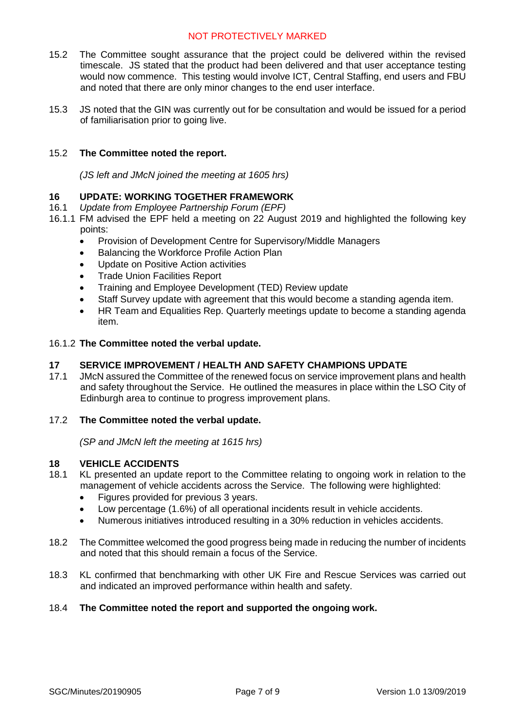15.2 The Committee sought assurance that the project could be delivered within the revised timescale. JS stated that the product had been delivered and that user acceptance testing would now commence. This testing would involve ICT, Central Staffing, end users and FBU and noted that there are only minor changes to the end user interface.

15.3 JS noted that the GIN was currently out for be consultation and would be issued for a period of familiarisation prior to going live.

15.2 **The Committee noted the report.**

*(JS left and JMcN joined the meeting at 1605 hrs)*

## 16 UPDATE: WORKING TOGETHER FRAMEWORK

16.1 *Update from Employee Partnership Forum (EPF)*

16.1.1 FM advised the EPF held a meeting on 22 August 2019 and highlighted the following key points:

- Provision of Development Centre for Supervisory/Middle Managers
- Balancing the Workforce Profile Action Plan
- Update on Positive Action activities
- Trade Union Facilities Report
- Training and Employee Development (TED) Review update
- Staff Survey update with agreement that this would become a standing agenda item.
- HR Team and Equalities Rep. Quarterly meetings update to become a standing agenda item.

16.1.2 **The Committee noted the verbal update.**

## 17 SERVICE IMPROVEMENT / HEALTH AND SAFETY CHAMPIONS UPDATE

17.1 JMcN assured the Committee of the renewed focus on service improvement plans and health and safety throughout the Service. He outlined the measures in place within the LSO City of Edinburgh area to continue to progress improvement plans.

17.2 **The Committee noted the verbal update.**

*(SP and JMcN left the meeting at 1615 hrs)*

## 18 VEHICLE ACCIDENTS

18.1 KL presented an update report to the Committee relating to ongoing work in relation to the management of vehicle accidents across the Service. The following were highlighted:

- Figures provided for previous 3 years.
- Low percentage (1.6%) of all operational incidents result in vehicle accidents.
- Numerous initiatives introduced resulting in a 30% reduction in vehicles accidents.

18.2 The Committee welcomed the good progress being made in reducing the number of incidents and noted that this should remain a focus of the Service.

18.3 KL confirmed that benchmarking with other UK Fire and Rescue Services was carried out and indicated an improved performance within health and safety.

18.4 **The Committee noted the report and supported the ongoing work.**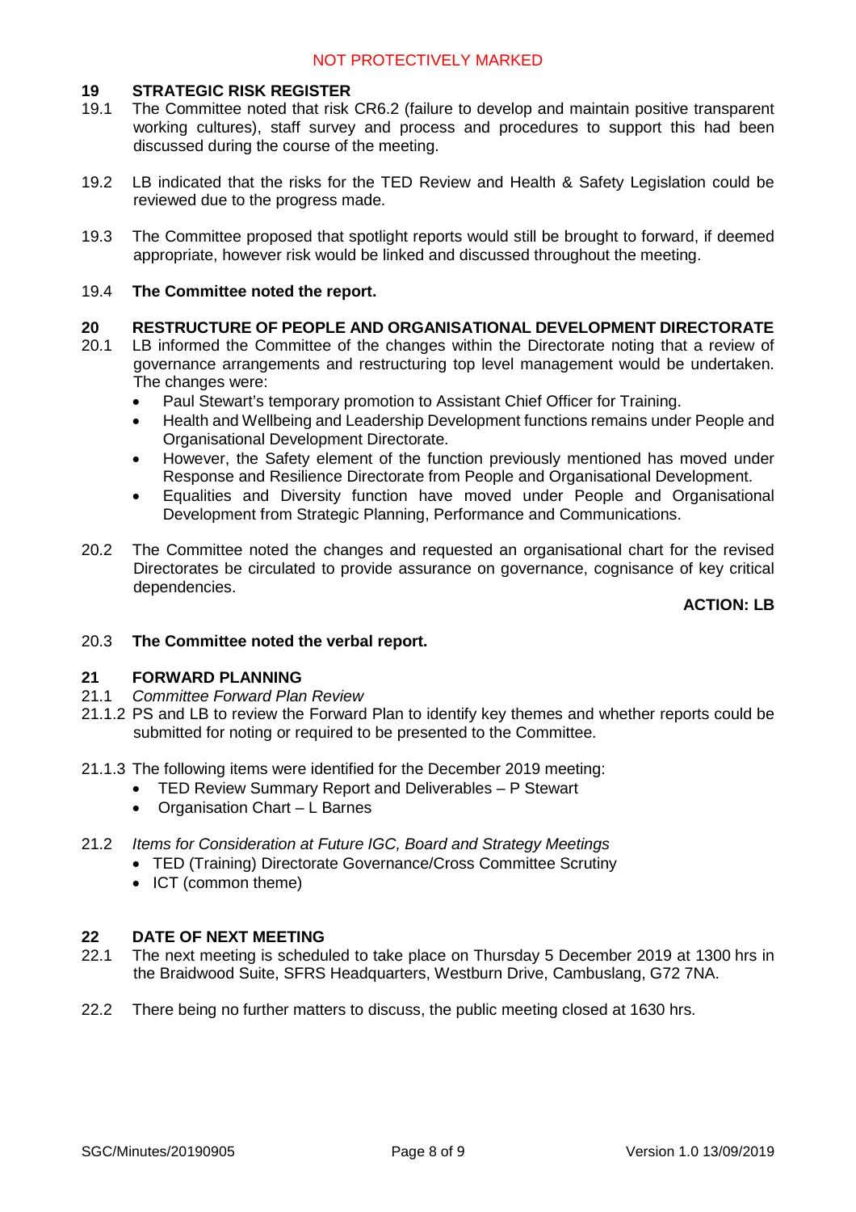## 19 STRATEGIC RISK REGISTER

19.1 The Committee noted that risk CR6.2 (failure to develop and maintain positive transparent working cultures), staff survey and process and procedures to support this had been discussed during the course of the meeting.

19.2 LB indicated that the risks for the TED Review and Health & Safety Legislation could be reviewed due to the progress made.

19.3 The Committee proposed that spotlight reports would still be brought to forward, if deemed appropriate, however risk would be linked and discussed throughout the meeting.

19.4 **The Committee noted the report.**

## 20 RESTRUCTURE OF PEOPLE AND ORGANISATIONAL DEVELOPMENT DIRECTORATE

20.1 LB informed the Committee of the changes within the Directorate noting that a review of governance arrangements and restructuring top level management would be undertaken. The changes were:

- Paul Stewart's temporary promotion to Assistant Chief Officer for Training.
- Health and Wellbeing and Leadership Development functions remains under People and Organisational Development Directorate.
- However, the Safety element of the function previously mentioned has moved under Response and Resilience Directorate from People and Organisational Development.
- Equalities and Diversity function have moved under People and Organisational Development from Strategic Planning, Performance and Communications.

20.2 The Committee noted the changes and requested an organisational chart for the revised Directorates be circulated to provide assurance on governance, cognisance of key critical dependencies.

**ACTION: LB**

20.3 **The Committee noted the verbal report.**

## 21 FORWARD PLANNING

21.1 *Committee Forward Plan Review*

21.1.2 PS and LB to review the Forward Plan to identify key themes and whether reports could be submitted for noting or required to be presented to the Committee.

21.1.3 The following items were identified for the December 2019 meeting:

- TED Review Summary Report and Deliverables – P Stewart
- Organisation Chart – L Barnes

21.2 *Items for Consideration at Future IGC, Board and Strategy Meetings*

- TED (Training) Directorate Governance/Cross Committee Scrutiny
- ICT (common theme)

## 22 DATE OF NEXT MEETING

22.1 The next meeting is scheduled to take place on Thursday 5 December 2019 at 1300 hrs in the Braidwood Suite, SFRS Headquarters, Westburn Drive, Cambuslang, G72 7NA.

22.2 There being no further matters to discuss, the public meeting closed at 1630 hrs.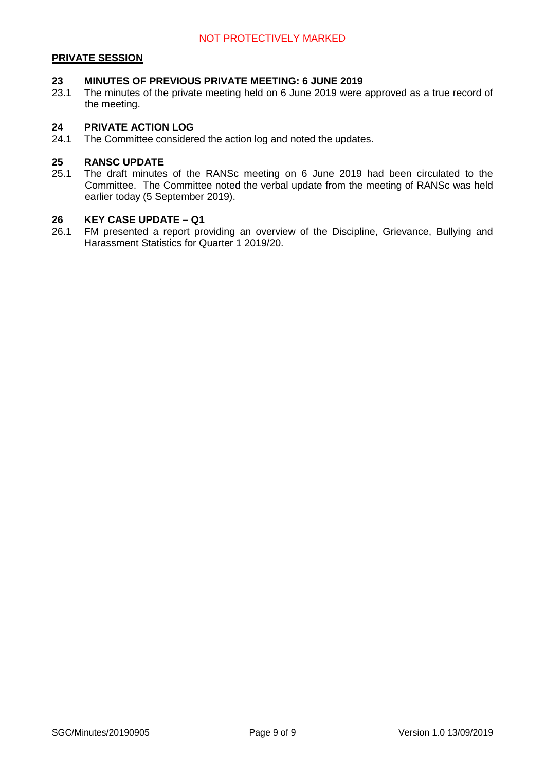NOT PROTECTIVELY MARKED

**PRIVATE SESSION**

### 23 MINUTES OF PREVIOUS PRIVATE MEETING: 6 JUNE 2019

23.1 The minutes of the private meeting held on 6 June 2019 were approved as a true record of the meeting.

### 24 PRIVATE ACTION LOG

24.1 The Committee considered the action log and noted the updates.

### 25 RANSC UPDATE

25.1 The draft minutes of the RANSc meeting on 6 June 2019 had been circulated to the Committee. The Committee noted the verbal update from the meeting of RANSc was held earlier today (5 September 2019).

### 26 KEY CASE UPDATE – Q1

26.1 FM presented a report providing an overview of the Discipline, Grievance, Bullying and Harassment Statistics for Quarter 1 2019/20.